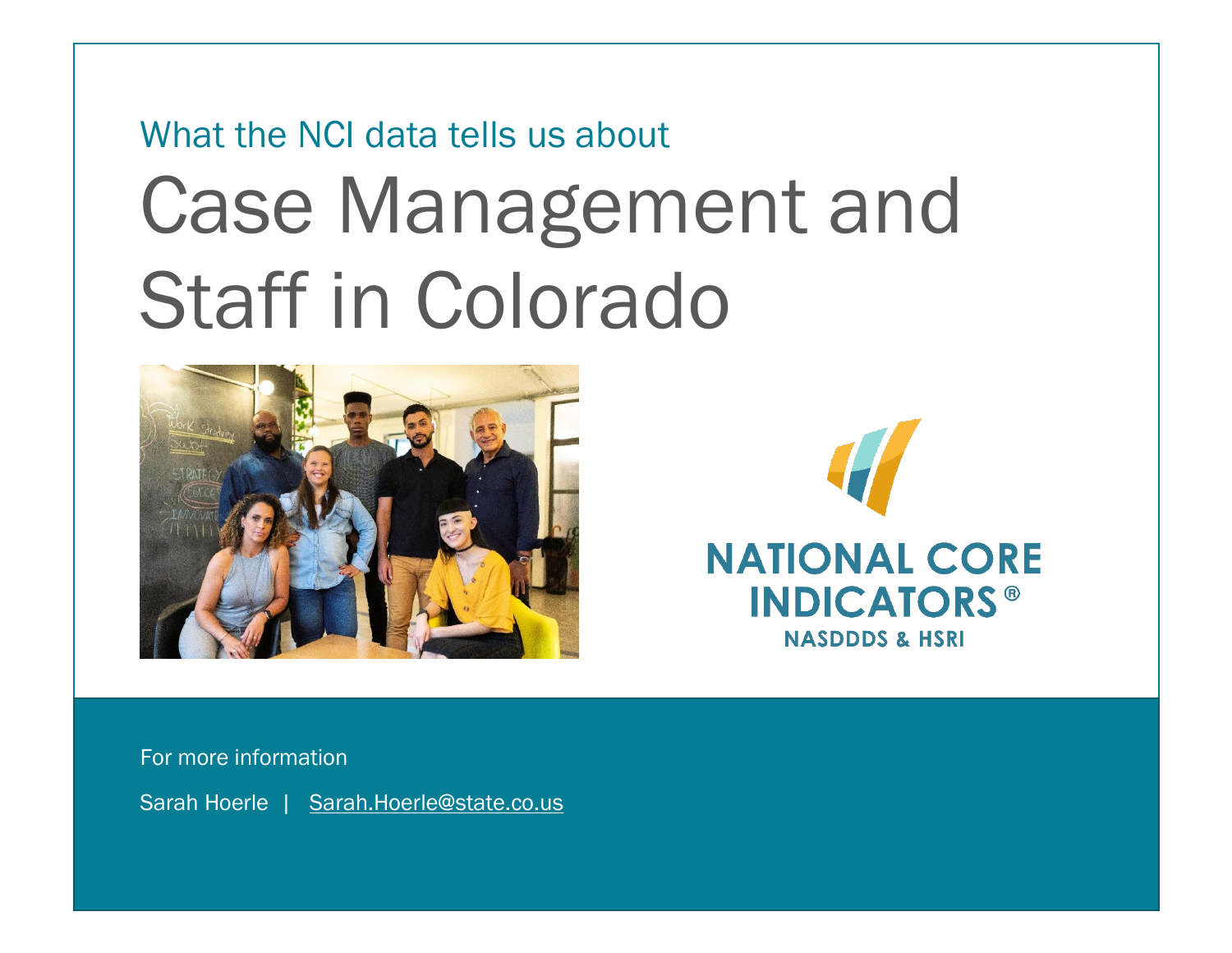What the NCI data tells us about

# Case Management and Staff in Colorado

NATIONAL CORE INDICATORS®

NASDDDS & HSRI

For more information

Sarah Hoerle | Sarah.Hoerle@state.co.us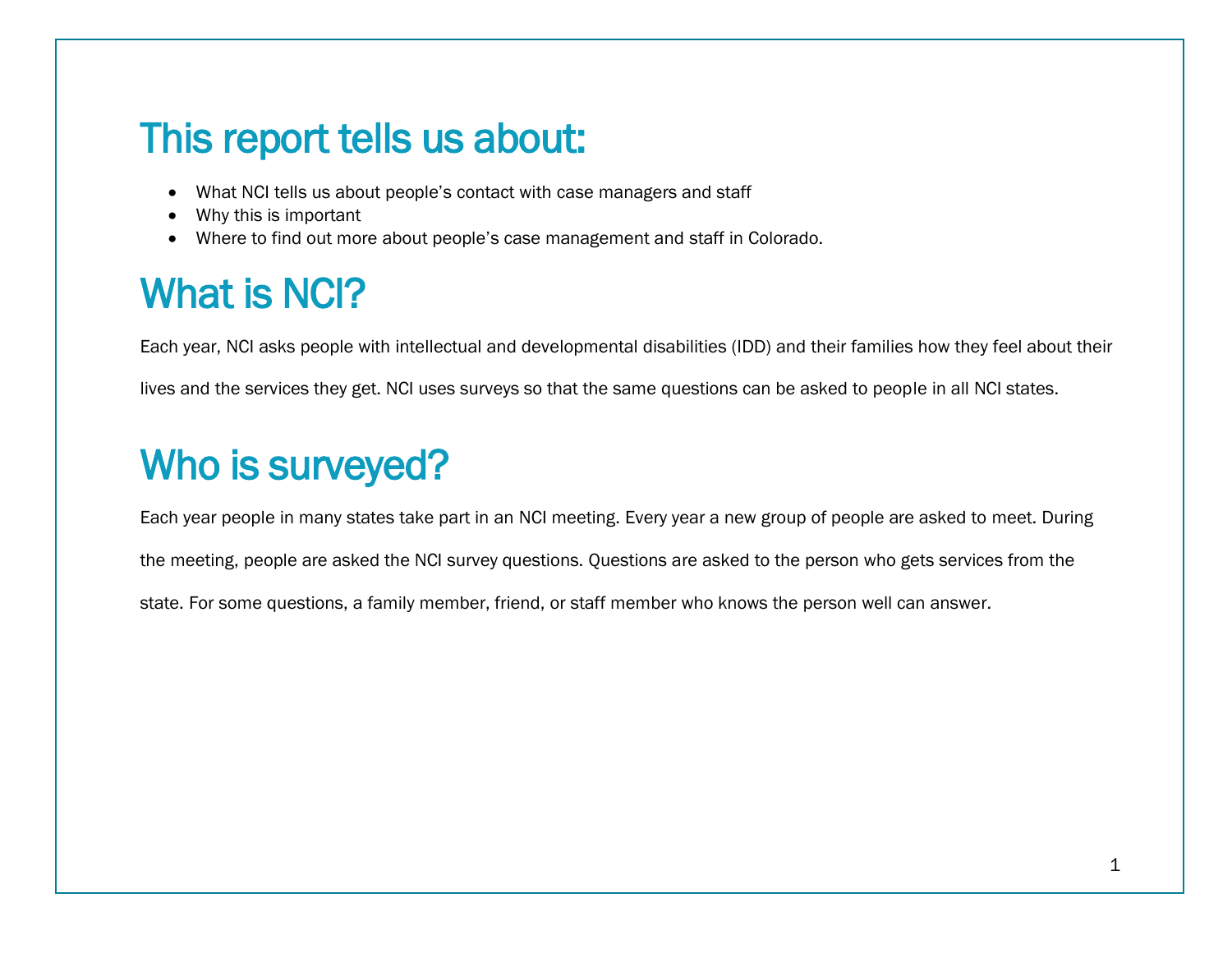# This report tells us about:

- What NCI tells us about people's contact with case managers and staff
- Why this is important
- Where to find out more about people's case management and staff in Colorado.

# What is NCI?

Each year, NCI asks people with intellectual and developmental disabilities (IDD) and their families how they feel about their lives and the services they get. NCI uses surveys so that the same questions can be asked to people in all NCI states.

# Who is surveyed?

Each year people in many states take part in an NCI meeting. Every year a new group of people are asked to meet. During the meeting, people are asked the NCI survey questions. Questions are asked to the person who gets services from the state. For some questions, a family member, friend, or staff member who knows the person well can answer.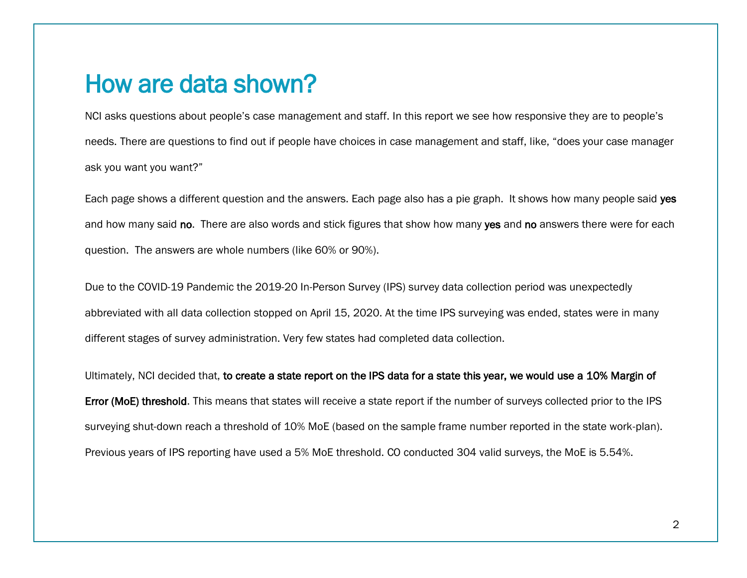# How are data shown?

NCI asks questions about people's case management and staff. In this report we see how responsive they are to people's needs. There are questions to find out if people have choices in case management and staff, like, "does your case manager ask you want you want?"

Each page shows a different question and the answers. Each page also has a pie graph. It shows how many people said **yes** and how many said **no**. There are also words and stick figures that show how many **yes** and **no** answers there were for each question. The answers are whole numbers (like 60% or 90%).

Due to the COVID-19 Pandemic the 2019-20 In-Person Survey (IPS) survey data collection period was unexpectedly abbreviated with all data collection stopped on April 15, 2020. At the time IPS surveying was ended, states were in many different stages of survey administration. Very few states had completed data collection.

Ultimately, NCI decided that, **to create a state report on the IPS data for a state this year, we would use a 10% Margin of Error (MoE) threshold**. This means that states will receive a state report if the number of surveys collected prior to the IPS surveying shut-down reach a threshold of 10% MoE (based on the sample frame number reported in the state work-plan). Previous years of IPS reporting have used a 5% MoE threshold. CO conducted 304 valid surveys, the MoE is 5.54%.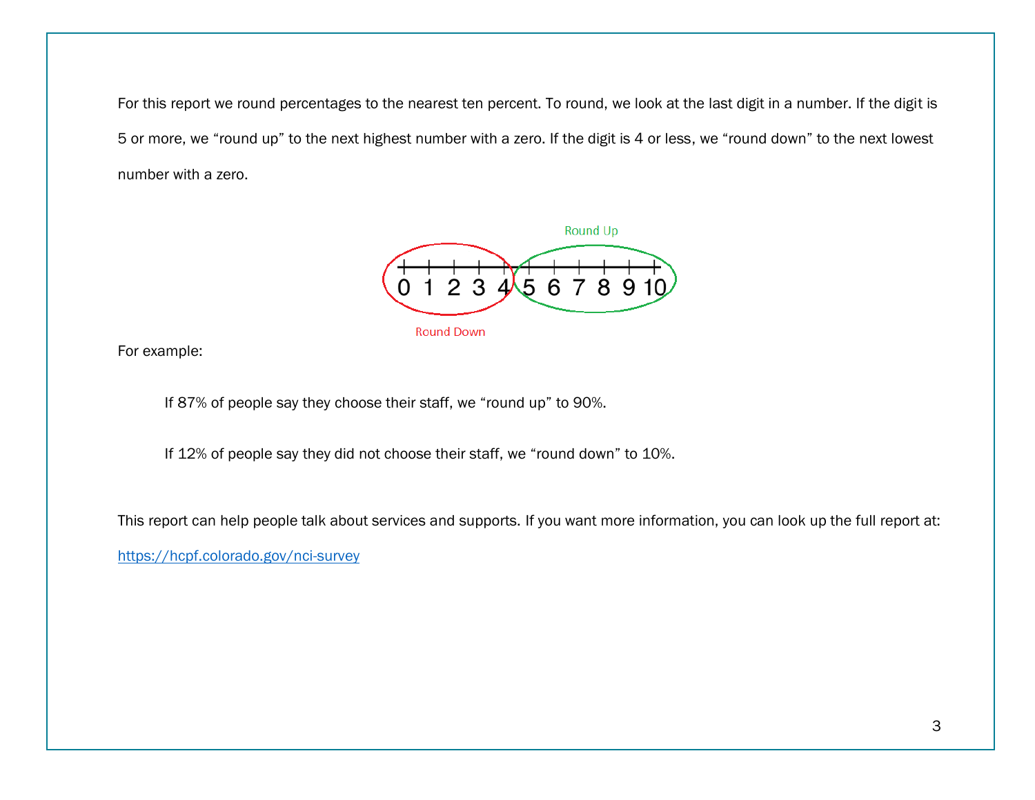For this report we round percentages to the nearest ten percent. To round, we look at the last digit in a number. If the digit is 5 or more, we “round up” to the next highest number with a zero. If the digit is 4 or less, we “round down” to the next lowest number with a zero.

Round Up

0 1 2 3 4 5 6 7 8 9 10

Round Down

For example:

If 87% of people say they choose their staff, we “round up” to 90%.

If 12% of people say they did not choose their staff, we “round down” to 10%.

This report can help people talk about services and supports. If you want more information, you can look up the full report at: https://hcpf.colorado.gov/nci-survey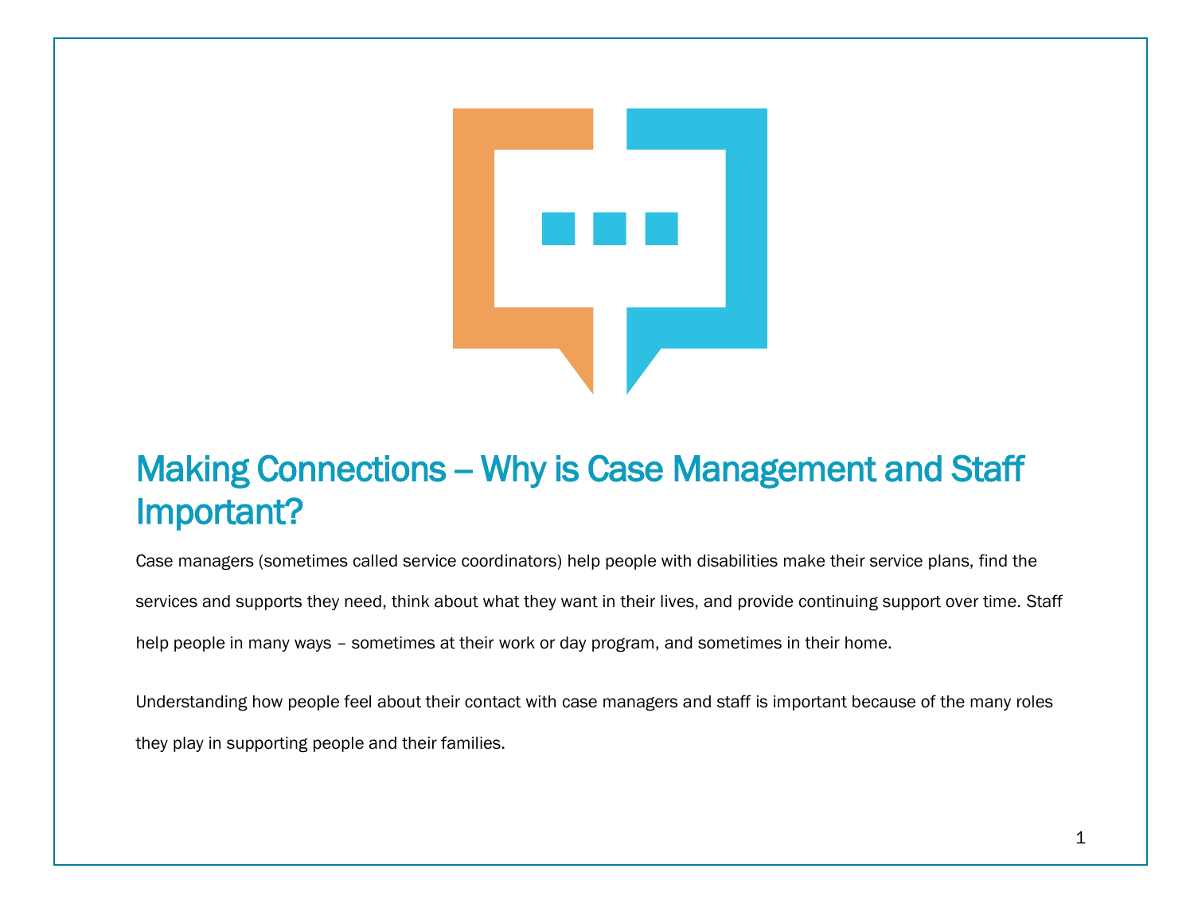# Making Connections – Why is Case Management and Staff Important?

Case managers (sometimes called service coordinators) help people with disabilities make their service plans, find the services and supports they need, think about what they want in their lives, and provide continuing support over time. Staff help people in many ways – sometimes at their work or day program, and sometimes in their home.

Understanding how people feel about their contact with case managers and staff is important because of the many roles they play in supporting people and their families.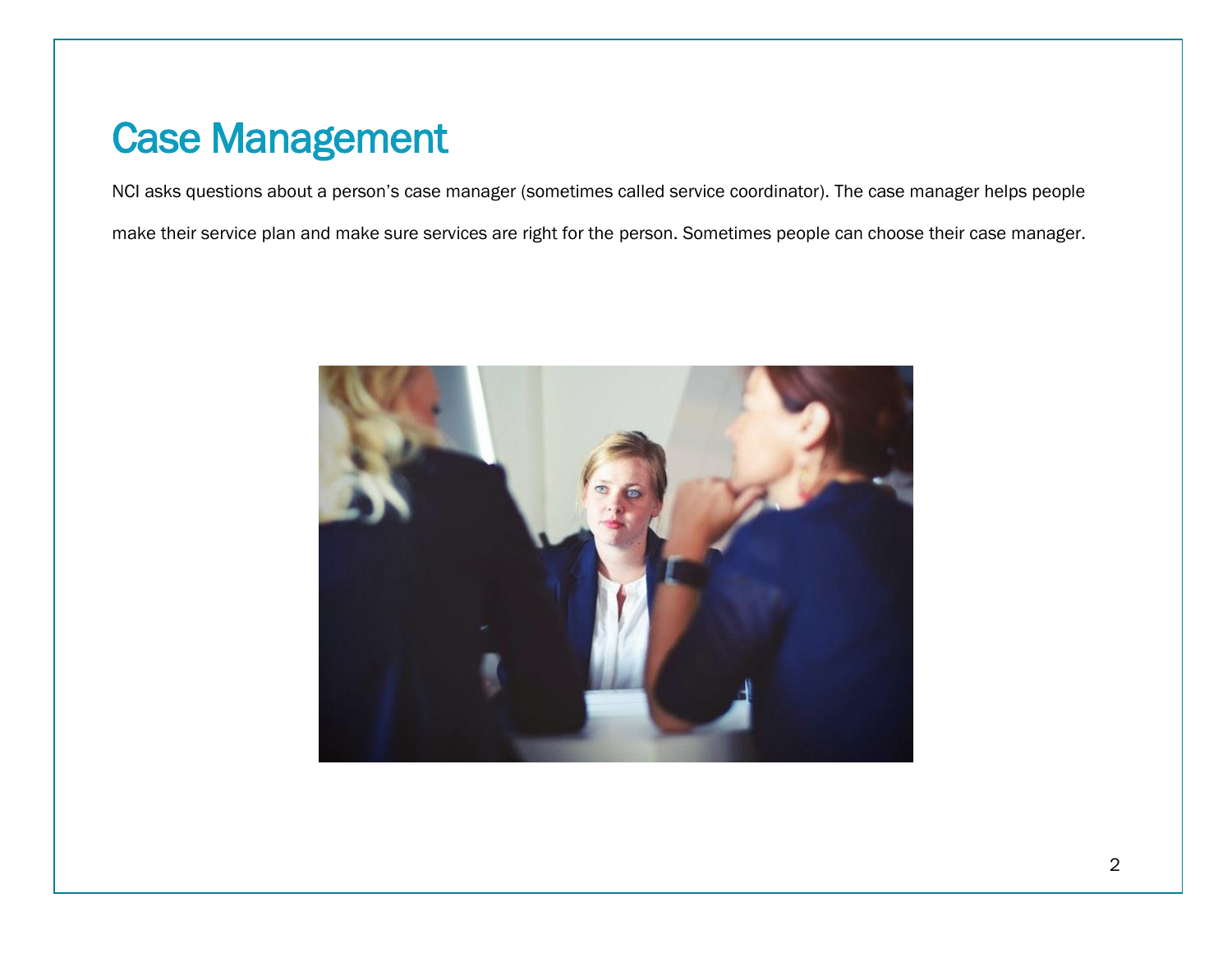# Case Management

NCI asks questions about a person's case manager (sometimes called service coordinator). The case manager helps people make their service plan and make sure services are right for the person. Sometimes people can choose their case manager.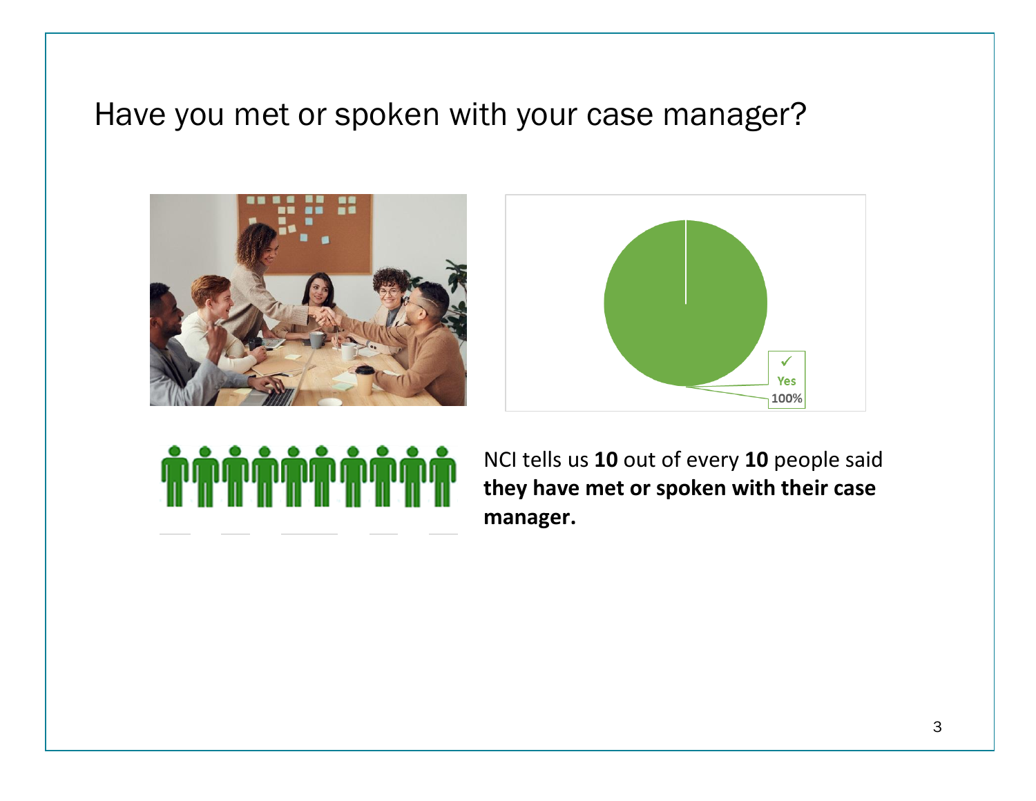# Have you met or spoken with your case manager?

✓
Yes
100%

NCI tells us **10** out of every **10** people said **they have met or spoken with their case manager.**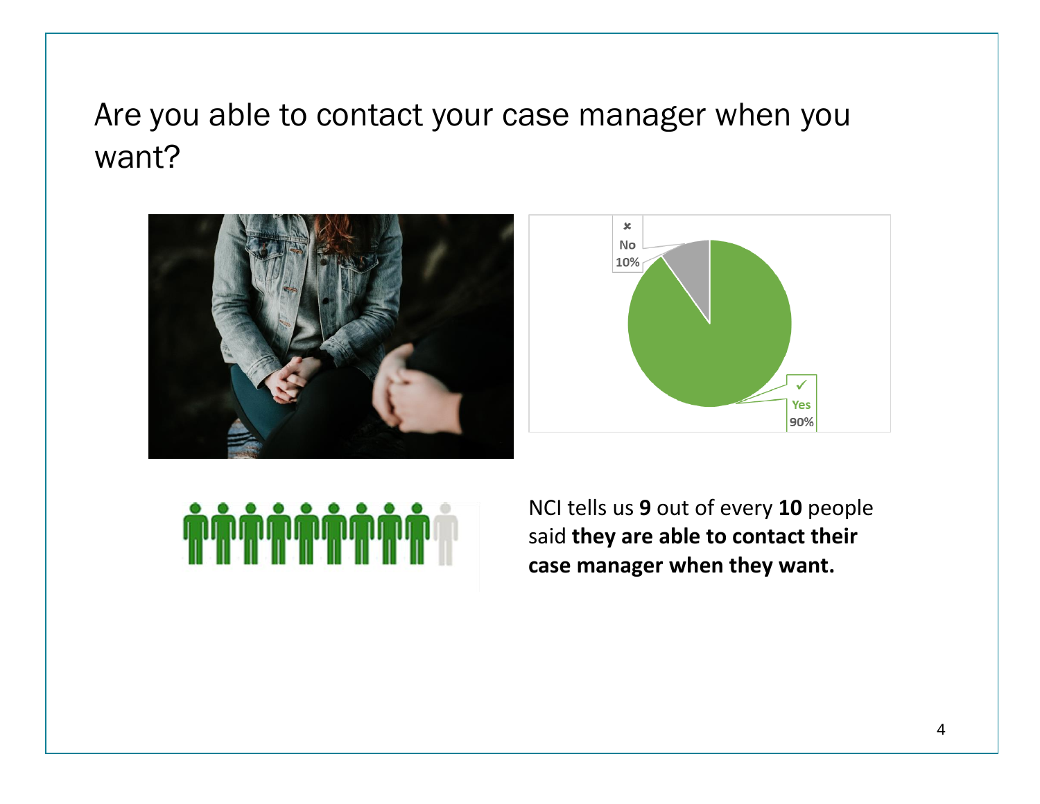# Are you able to contact your case manager when you want?

No
10%

Yes
90%

NCI tells us **9** out of every **10** people said **they are able to contact their case manager when they want.**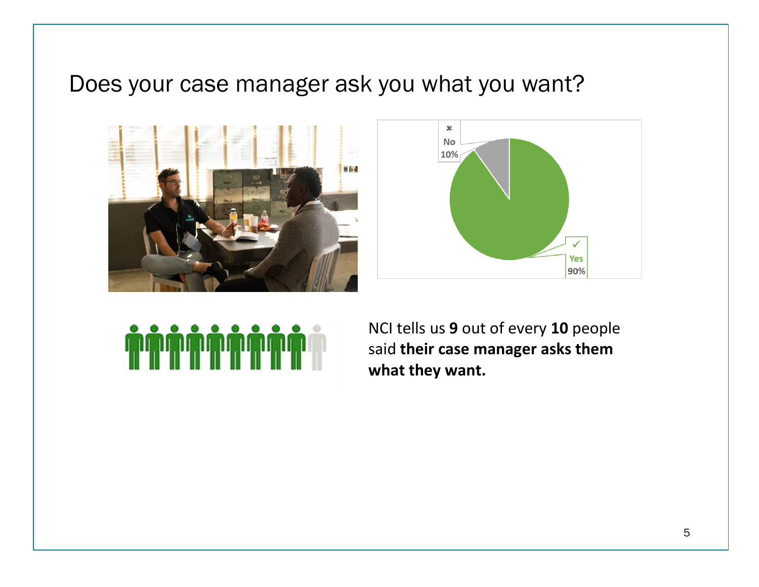# Does your case manager ask you what you want?

No
10%

Yes
90%

NCI tells us **9** out of every **10** people said **their case manager asks them what they want.**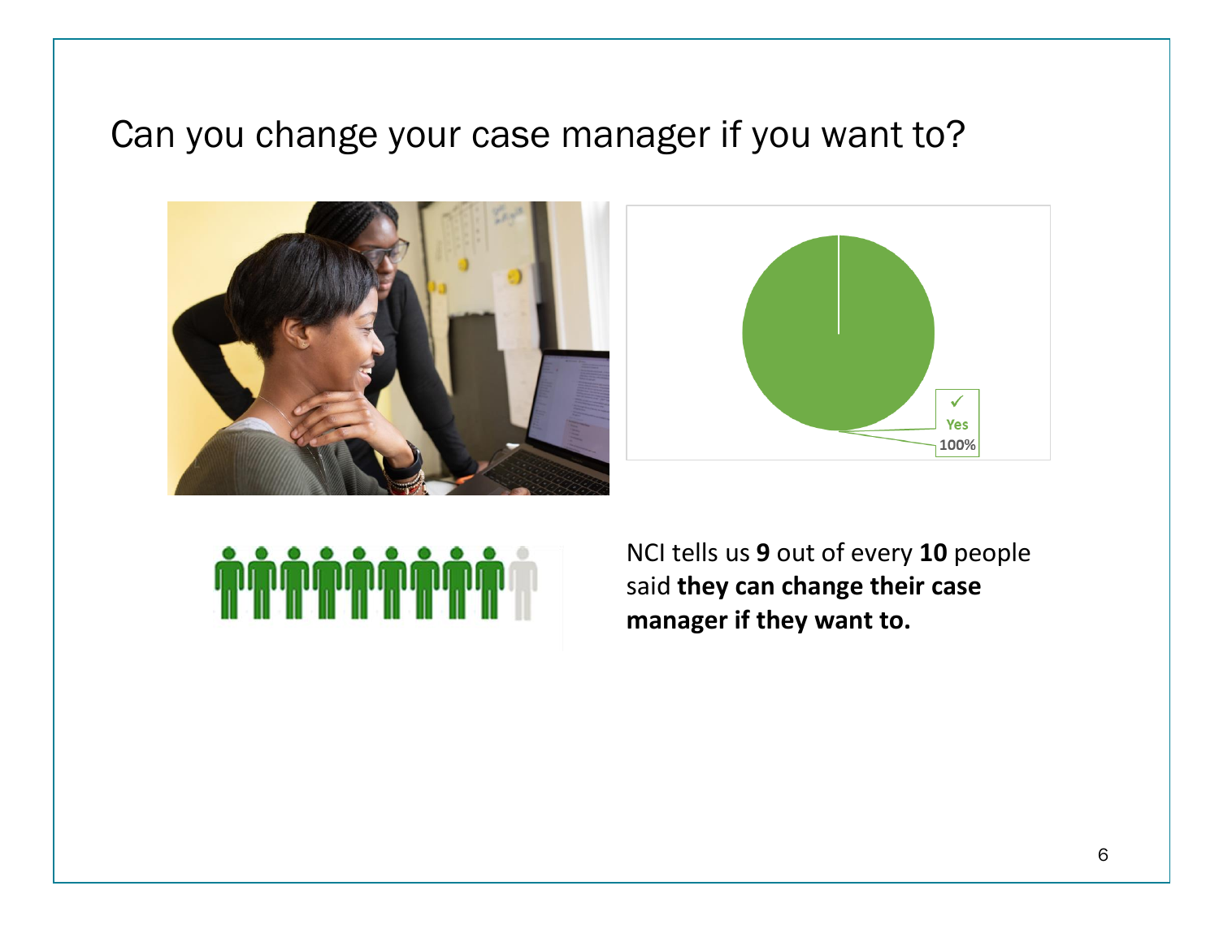# Can you change your case manager if you want to?

✓
Yes
100%

NCI tells us **9** out of every **10** people said **they can change their case manager if they want to.**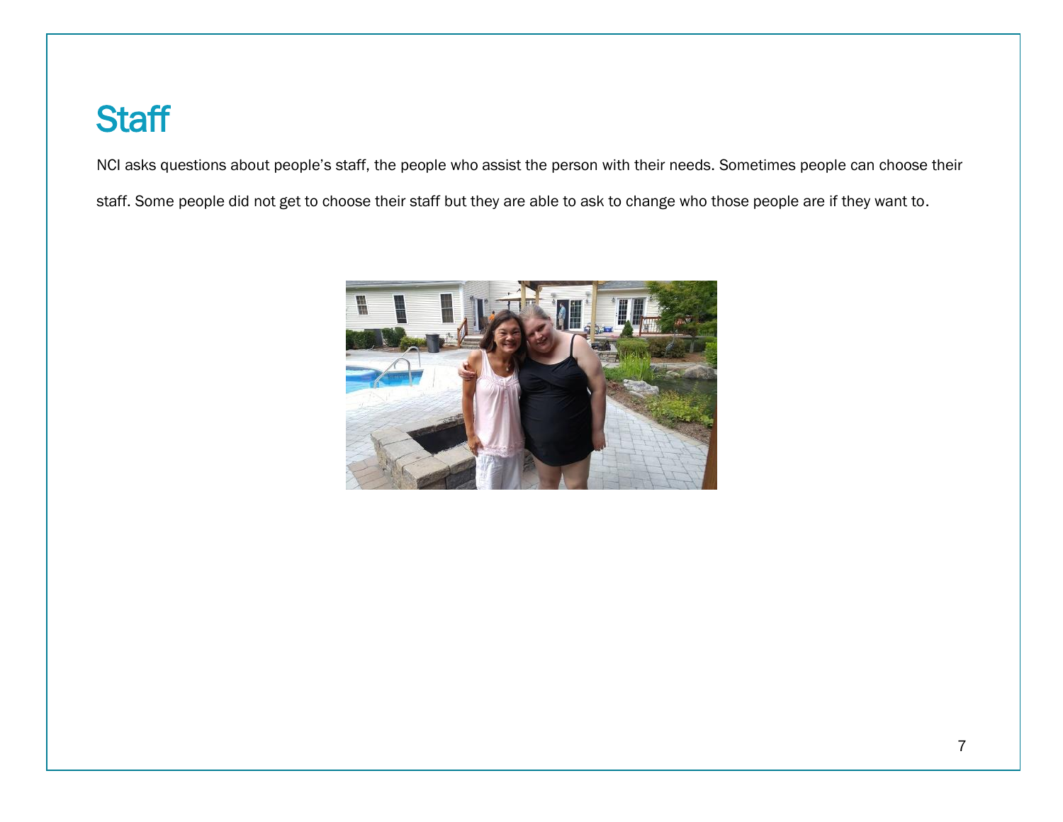# Staff

NCI asks questions about people's staff, the people who assist the person with their needs. Sometimes people can choose their staff. Some people did not get to choose their staff but they are able to ask to change who those people are if they want to.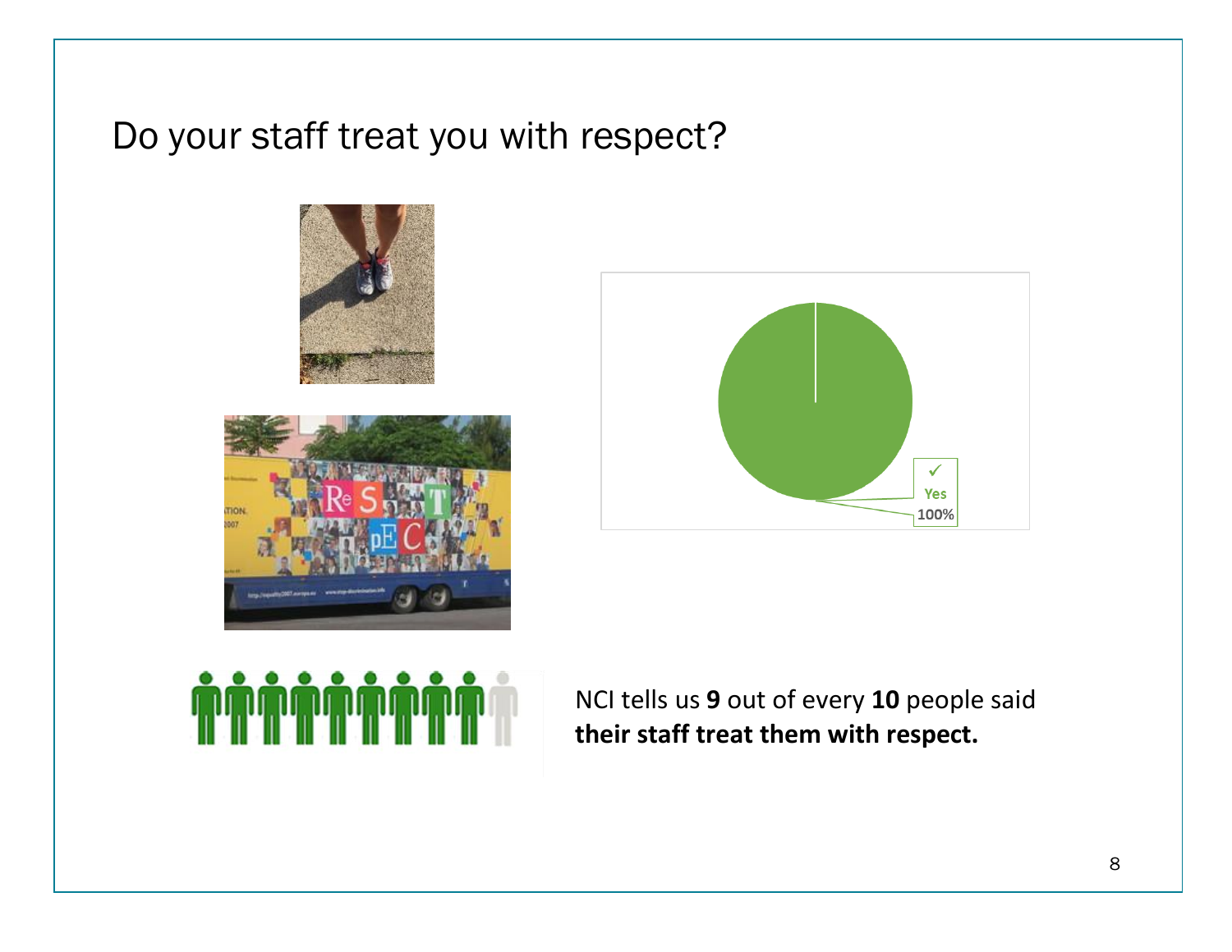# Do your staff treat you with respect?

✓
Yes
100%

NCI tells us **9** out of every **10** people said **their staff treat them with respect.**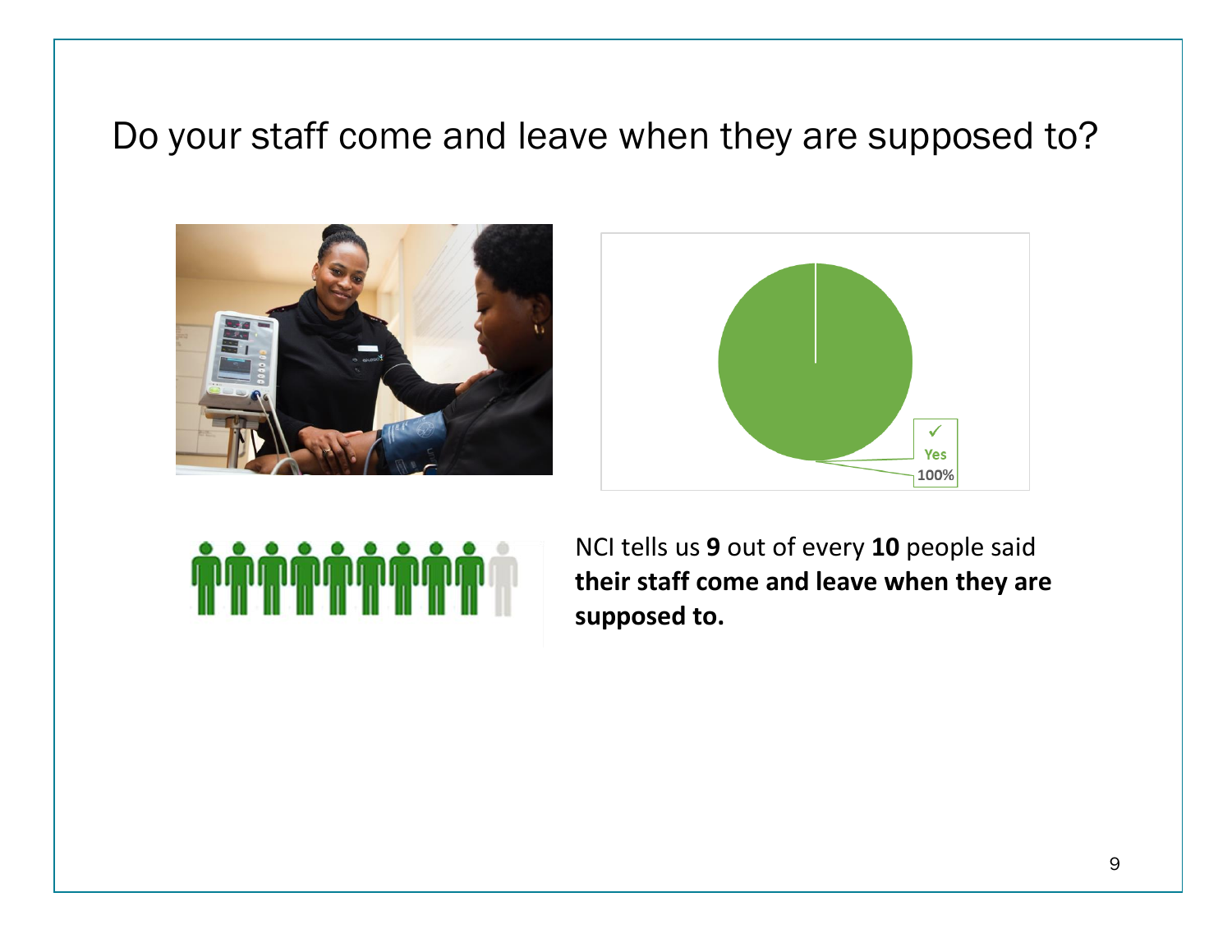# Do your staff come and leave when they are supposed to?

✓
Yes
100%

NCI tells us **9** out of every **10** people said **their staff come and leave when they are supposed to.**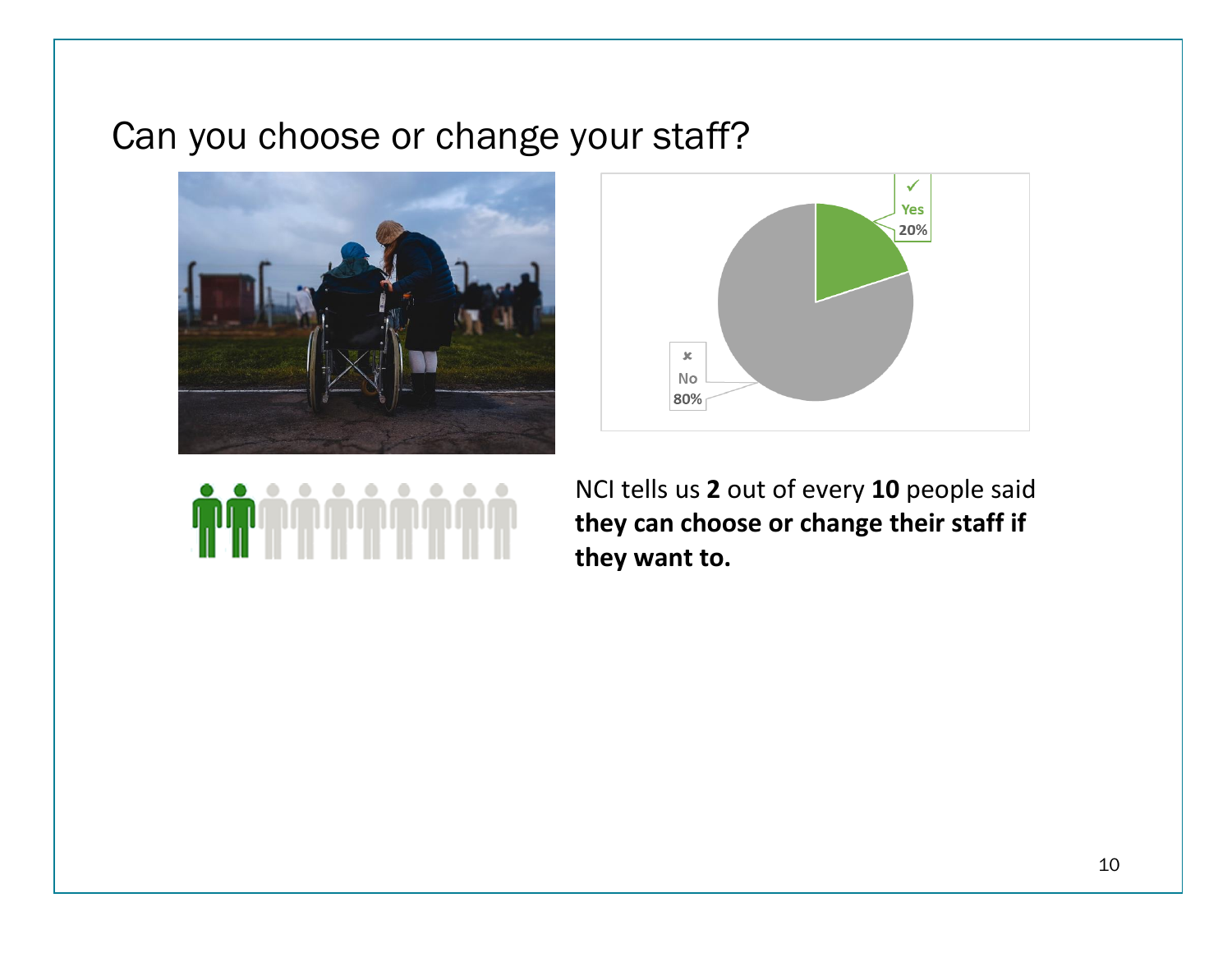# Can you choose or change your staff?

✓
Yes
20%

✗
No
80%

NCI tells us **2** out of every **10** people said **they can choose or change their staff if they want to.**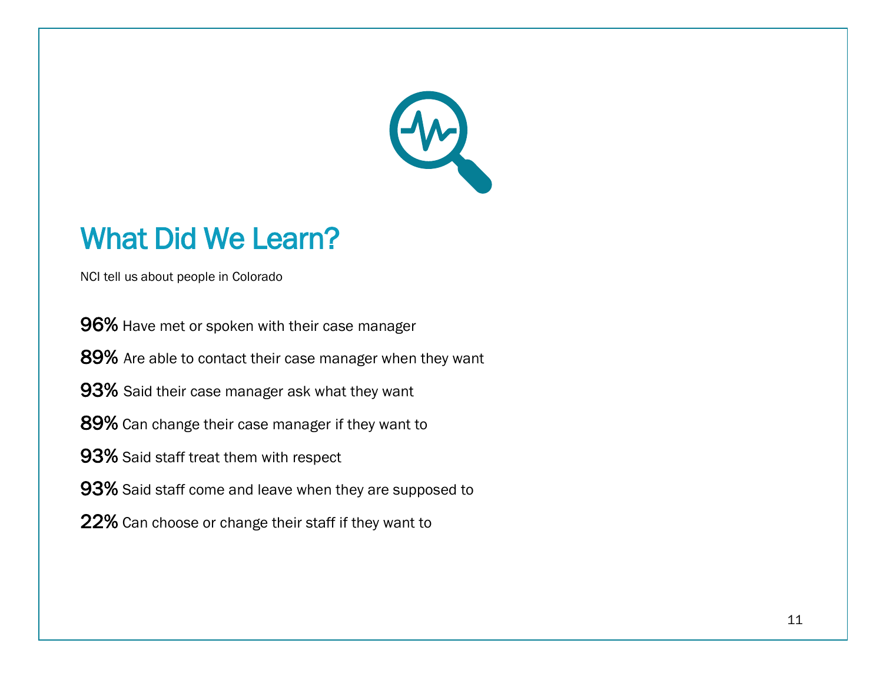# What Did We Learn?

NCI tell us about people in Colorado

**96%** Have met or spoken with their case manager

**89%** Are able to contact their case manager when they want

**93%** Said their case manager ask what they want

**89%** Can change their case manager if they want to

**93%** Said staff treat them with respect

**93%** Said staff come and leave when they are supposed to

**22%** Can choose or change their staff if they want to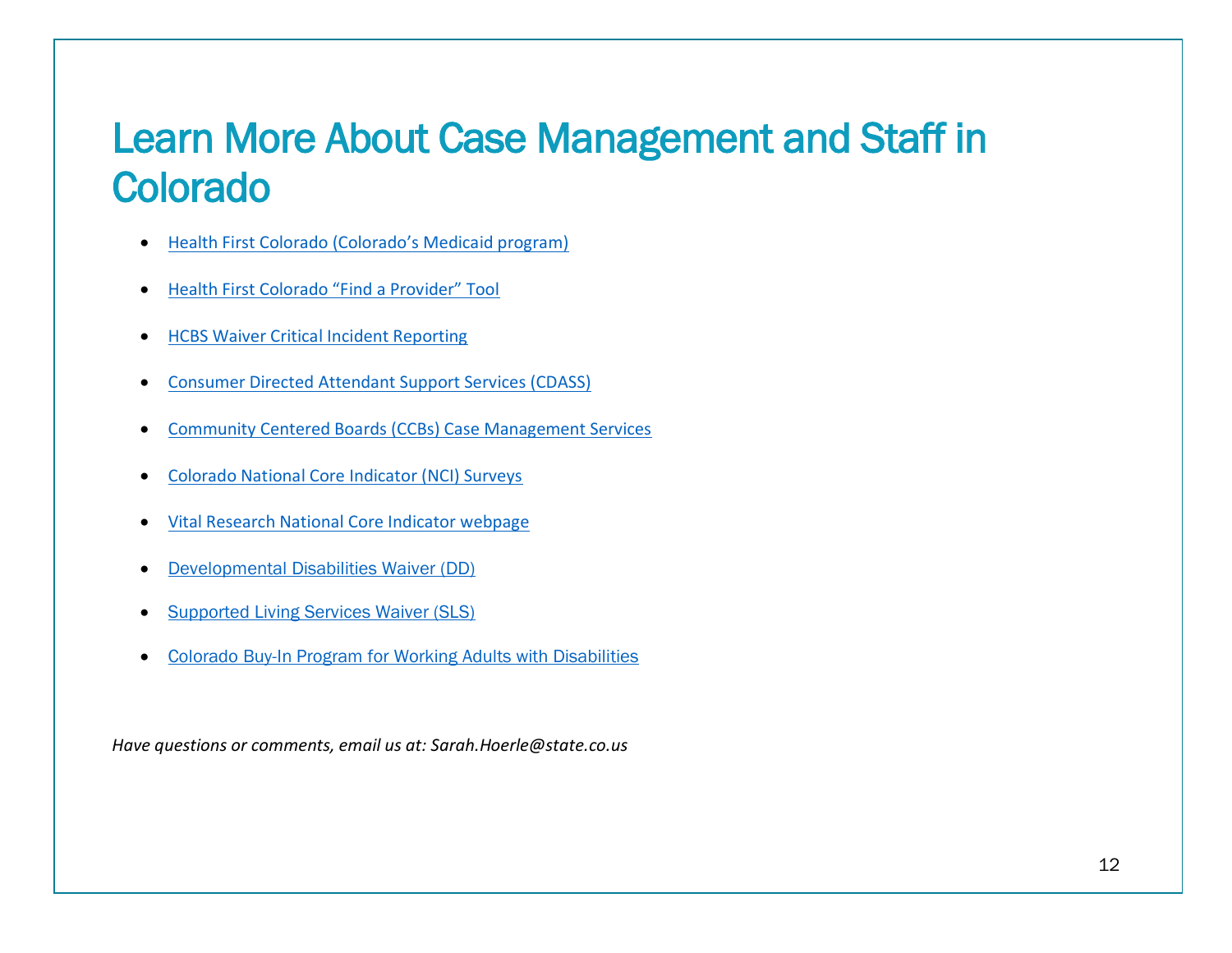# Learn More About Case Management and Staff in Colorado

- Health First Colorado (Colorado's Medicaid program)
- Health First Colorado "Find a Provider" Tool
- HCBS Waiver Critical Incident Reporting
- Consumer Directed Attendant Support Services (CDASS)
- Community Centered Boards (CCBs) Case Management Services
- Colorado National Core Indicator (NCI) Surveys
- Vital Research National Core Indicator webpage
- Developmental Disabilities Waiver (DD)
- Supported Living Services Waiver (SLS)
- Colorado Buy-In Program for Working Adults with Disabilities

*Have questions or comments, email us at: Sarah.Hoerle@state.co.us*